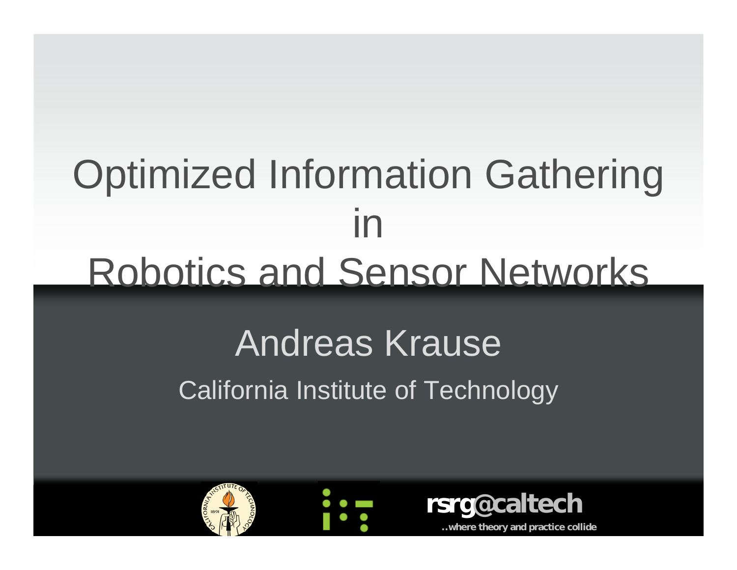# Optimized Information Gathering in Robotics and Sensor Networks

## Andreas Krause

California Institute of Technology

rsrg@caltech

..where theory and practice collide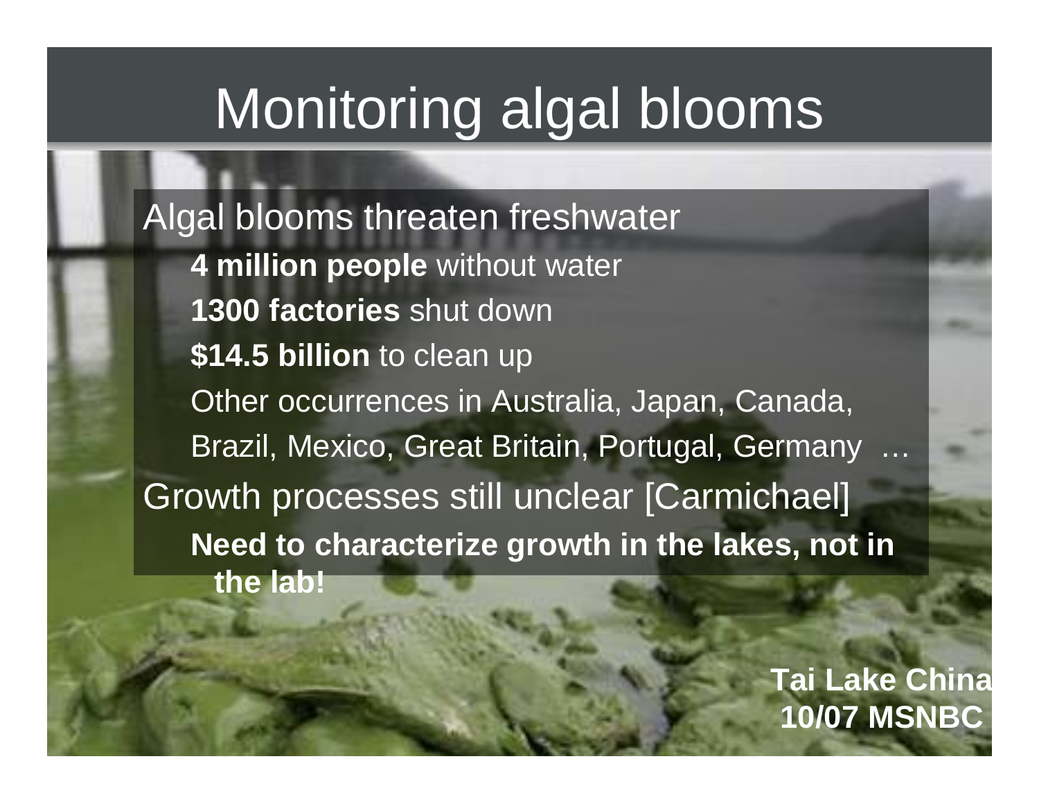# Monitoring algal blooms

- Algal blooms threaten freshwater
  - **4 million people** without water
  - **1300 factories** shut down
  - **$14.5 billion** to clean up
  - Other occurrences in Australia, Japan, Canada, Brazil, Mexico, Great Britain, Portugal, Germany …
- Growth processes still unclear [Carmichael]
  - **Need to characterize growth in the lakes, not in the lab!**

**Tai Lake China 10/07 MSNBC**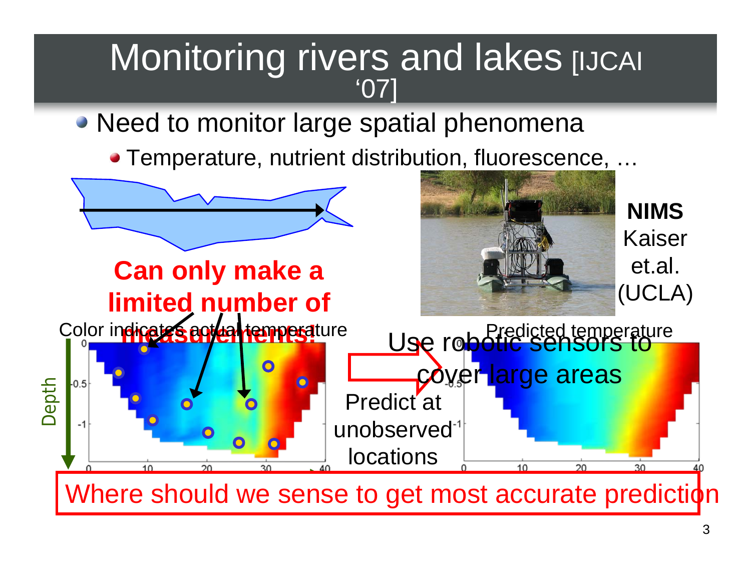# Monitoring rivers and lakes [IJCAI '07]

- Need to monitor large spatial phenomena
  - Temperature, nutrient distribution, fluorescence, …

**Can only make a limited number of measurements!**

**NIMS**
Kaiser et.al. (UCLA)

Color indicates actual temperature

Predicted temperature

Depth

Use robotic sensors to cover large areas

Predict at unobserved locations

Where should we sense to get most accurate predictions?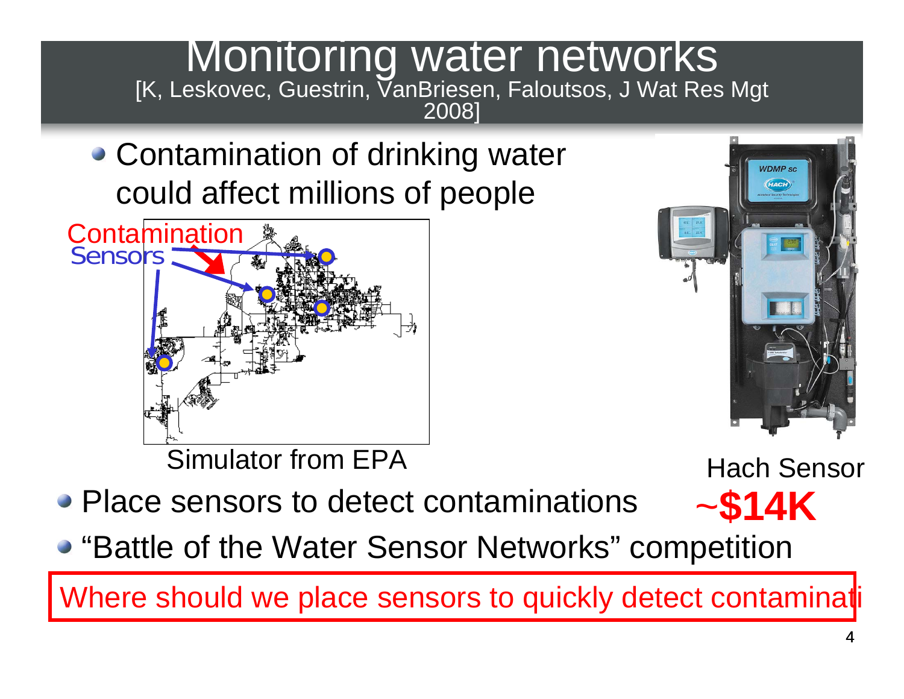# Monitoring water networks

[K, Leskovec, Guestrin, VanBriesen, Faloutsos, J Wat Res Mgt 2008]

- Contamination of drinking water could affect millions of people

Contamination

Sensors

Simulator from EPA

Hach Sensor

**~$14K**

- Place sensors to detect contaminations
- "Battle of the Water Sensor Networks" competition

Where should we place sensors to quickly detect contaminati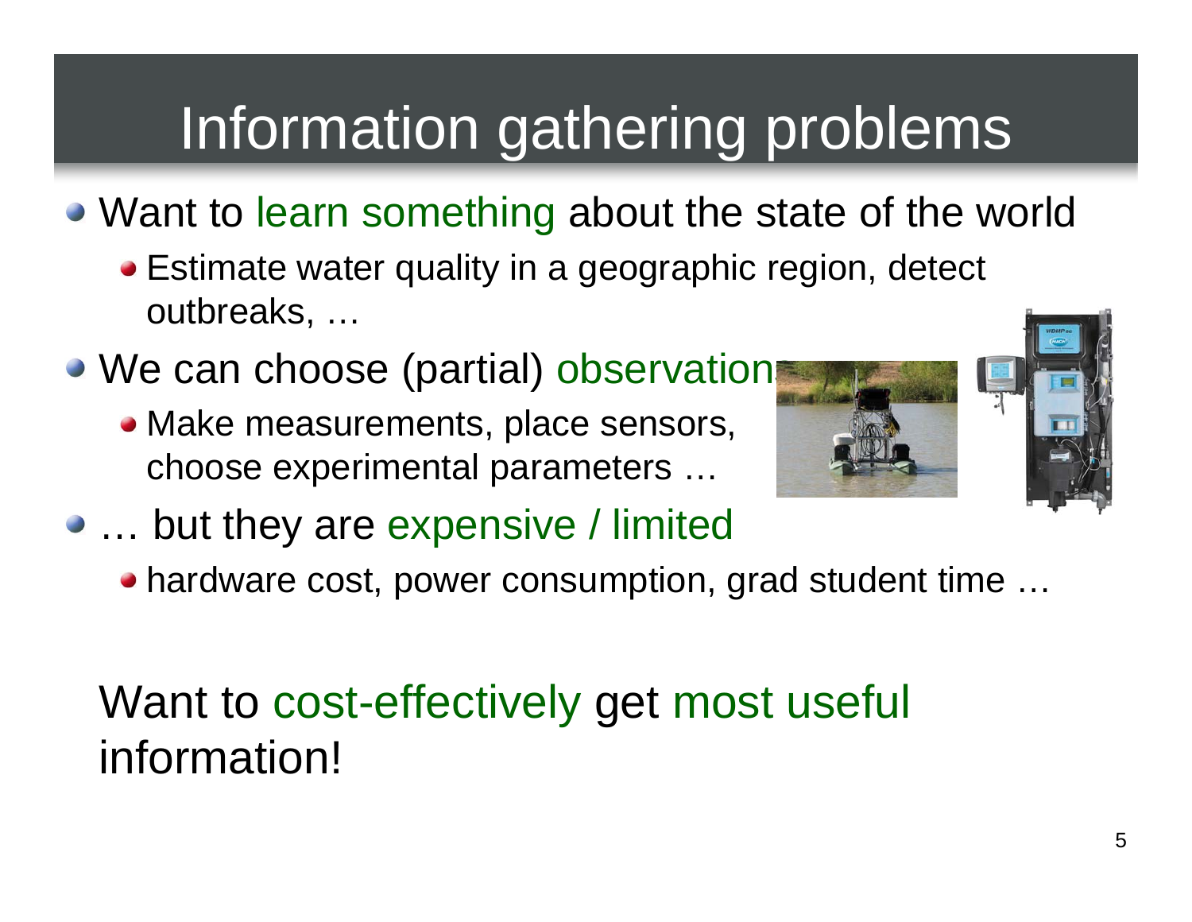# Information gathering problems

- Want to learn something about the state of the world
  - Estimate water quality in a geographic region, detect outbreaks, …
- We can choose (partial) observations…
  - Make measurements, place sensors, choose experimental parameters …
- … but they are expensive / limited
  - hardware cost, power consumption, grad student time …

Want to cost-effectively get most useful information!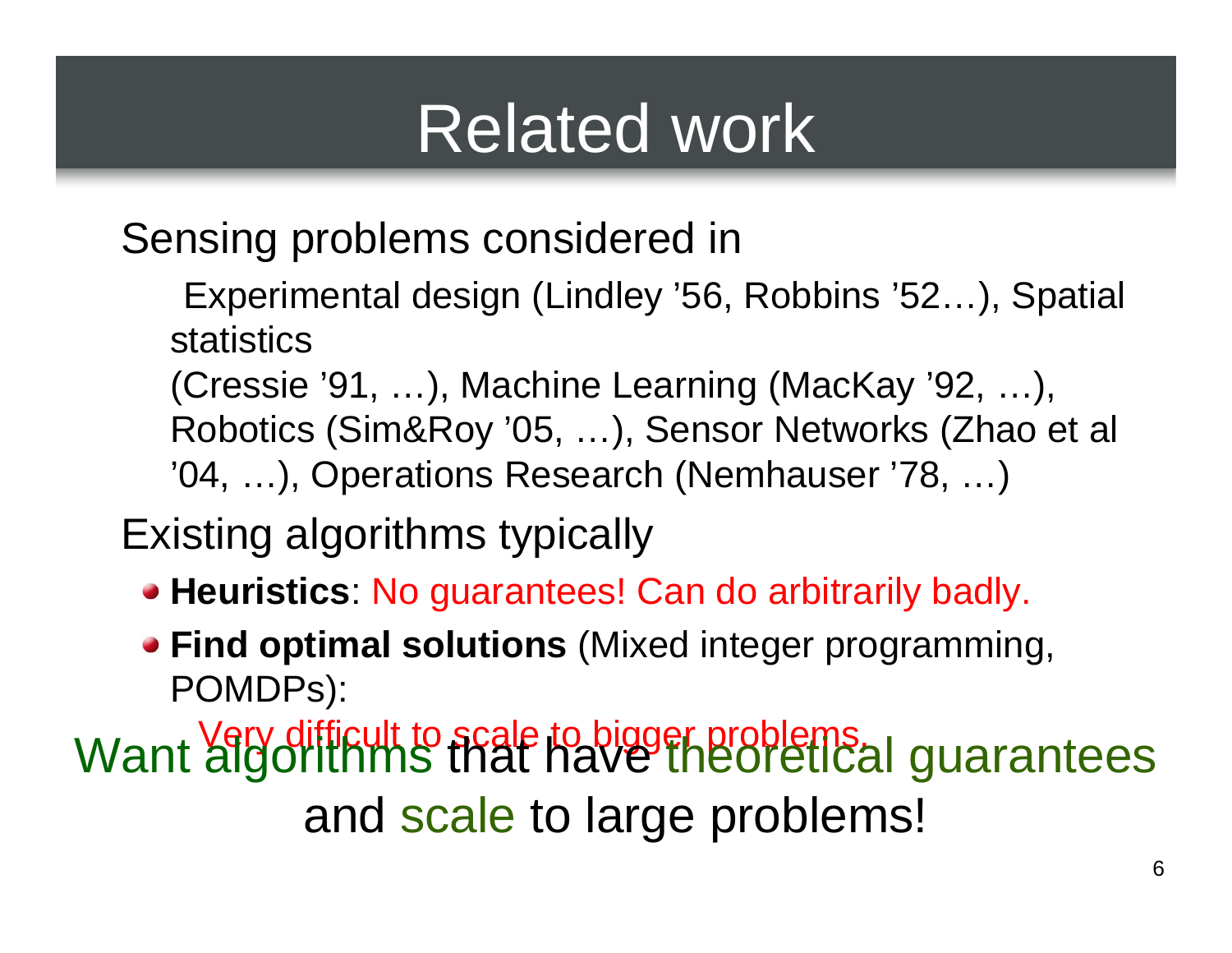# Related work

Sensing problems considered in

Experimental design (Lindley '56, Robbins '52…), Spatial statistics (Cressie '91, …), Machine Learning (MacKay '92, …), Robotics (Sim&Roy '05, …), Sensor Networks (Zhao et al '04, …), Operations Research (Nemhauser '78, …)

Existing algorithms typically

- **Heuristics**: No guarantees! Can do arbitrarily badly.
- **Find optimal solutions** (Mixed integer programming, POMDPs): Very difficult to scale to bigger problems.

Want algorithms that have theoretical guarantees and scale to large problems!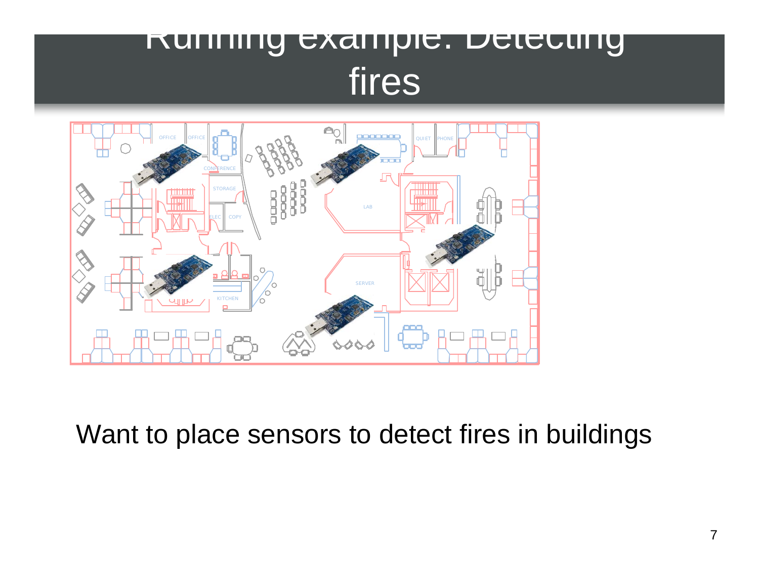# Running example: Detecting fires

Want to place sensors to detect fires in buildings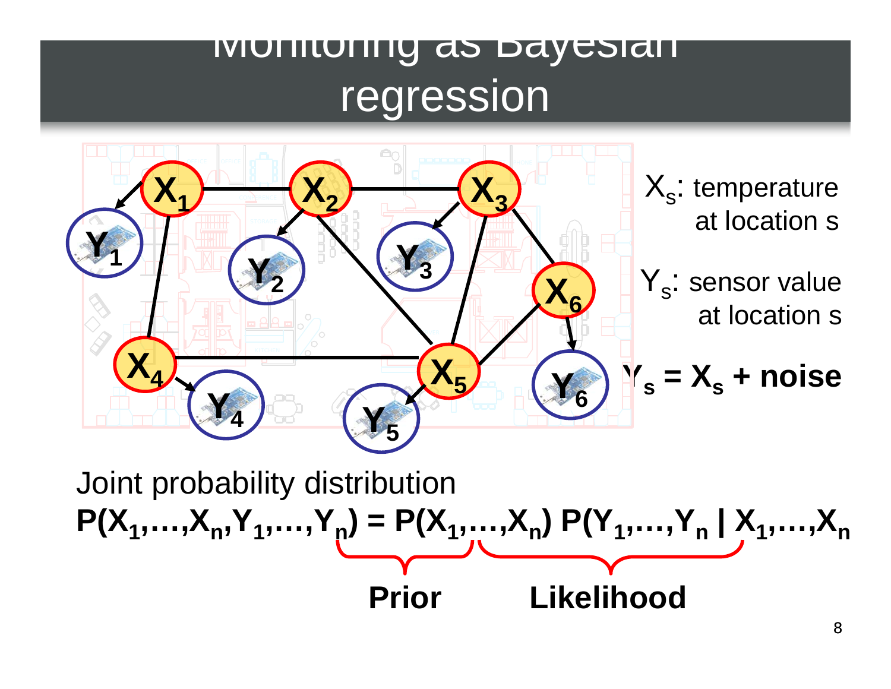# Monitoring as Bayesian regression

$X_s$: temperature at location s

$Y_s$: sensor value at location s

$Y_s = X_s + \text{noise}$

Joint probability distribution

$$P(X_1,\ldots,X_n,Y_1,\ldots,Y_n) = \underbrace{P(X_1,\ldots,X_n)}_{\text{Prior}}\ \underbrace{P(Y_1,\ldots,Y_n \mid X_1,\ldots,X_n)}_{\text{Likelihood}}$$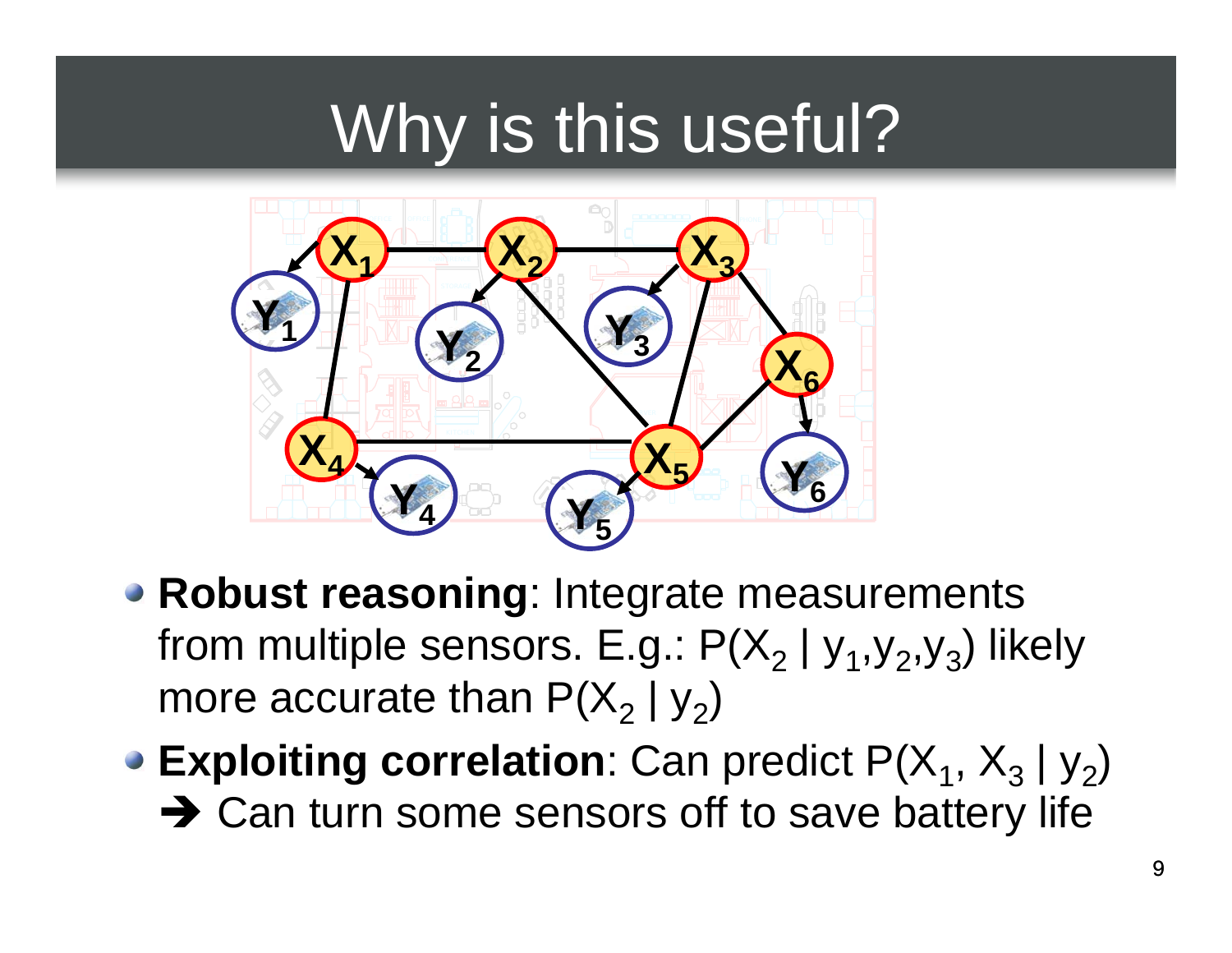# Why is this useful?

- **Robust reasoning**: Integrate measurements from multiple sensors. E.g.: $P(X_2 \mid y_1, y_2, y_3)$ likely more accurate than $P(X_2 \mid y_2)$
- **Exploiting correlation**: Can predict $P(X_1, X_3 \mid y_2)$
  ➔ Can turn some sensors off to save battery life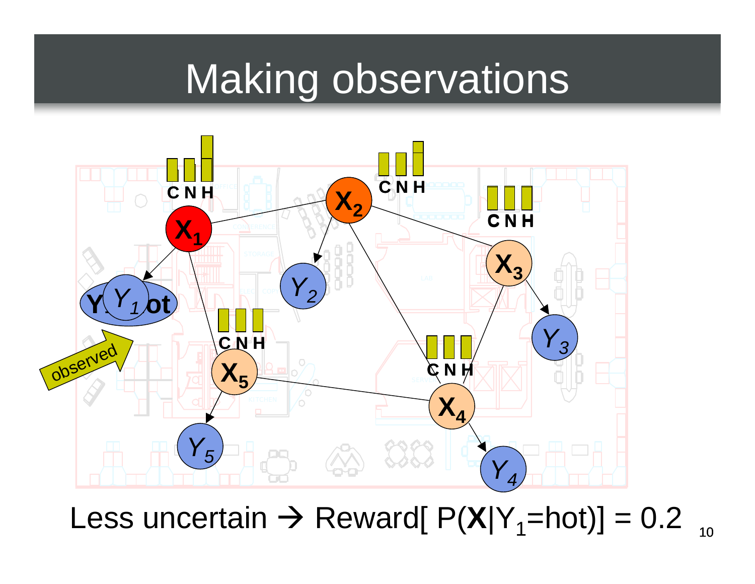# Making observations

Less uncertain → Reward[ P(**X**|$Y_1$=hot)] = 0.2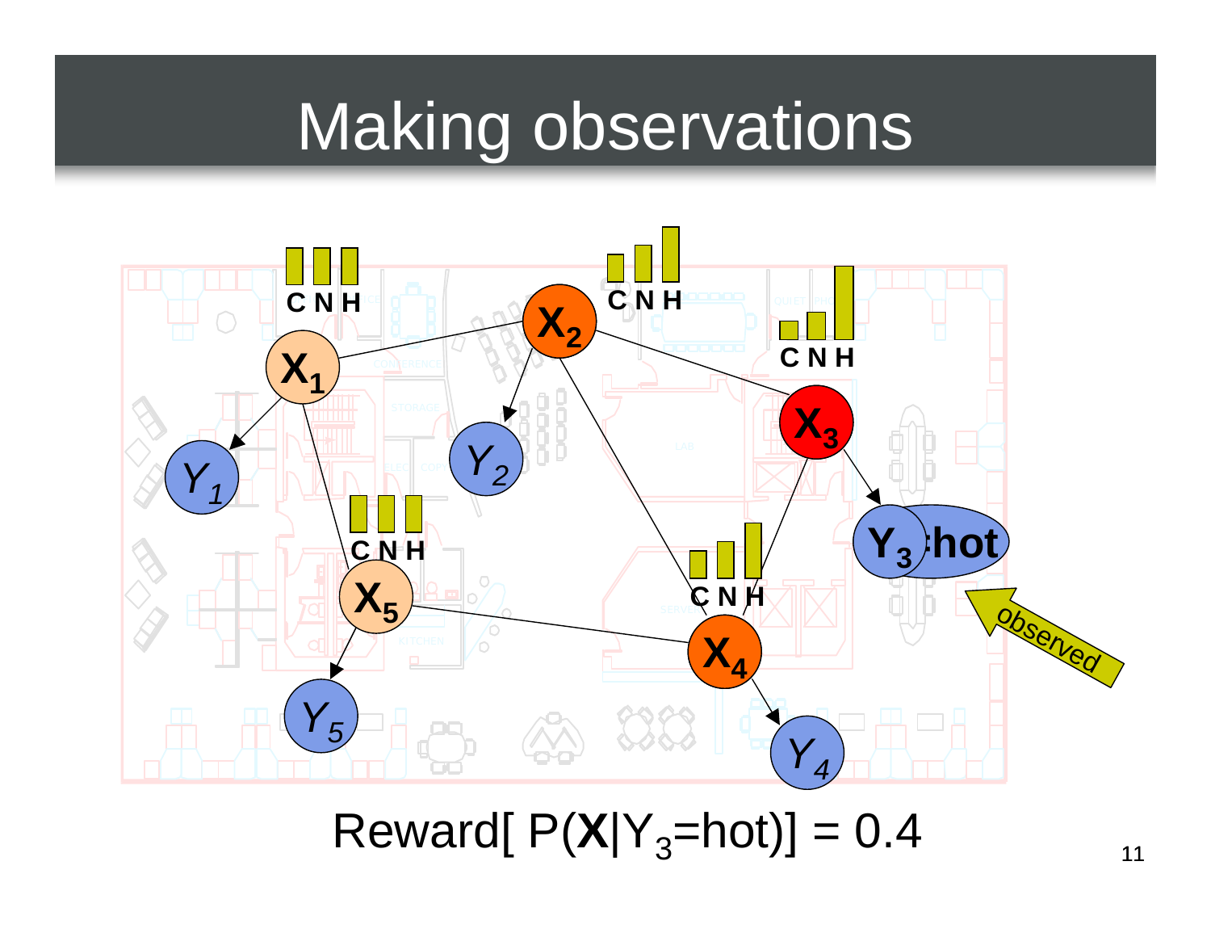# Making observations

Reward[ P(**X**|$Y_3$=hot)] = 0.4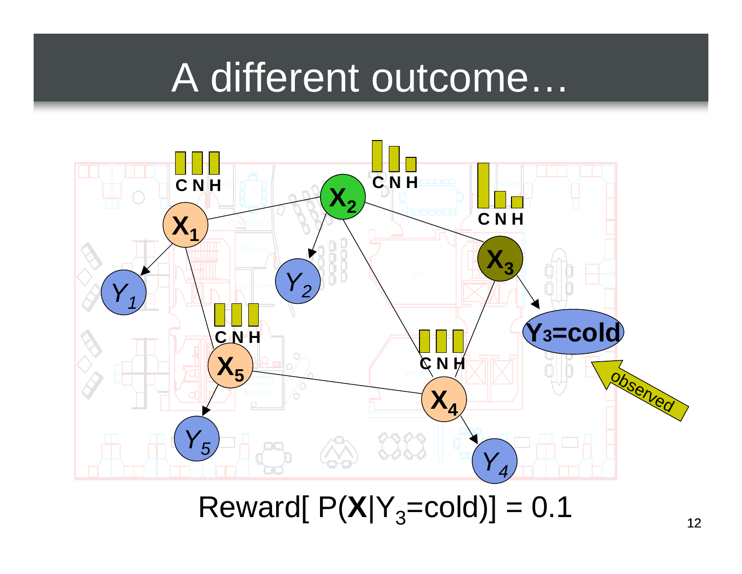# A different outcome…

C N H

C N H

C N H

C N H

C N H

$X_1$

$X_2$

$X_3$

$X_4$

$X_5$

$Y_1$

$Y_2$

$Y_3$=cold

$Y_4$

$Y_5$

observed

Reward[ $P(\mathbf{X}|Y_3\text{=cold})$] = 0.1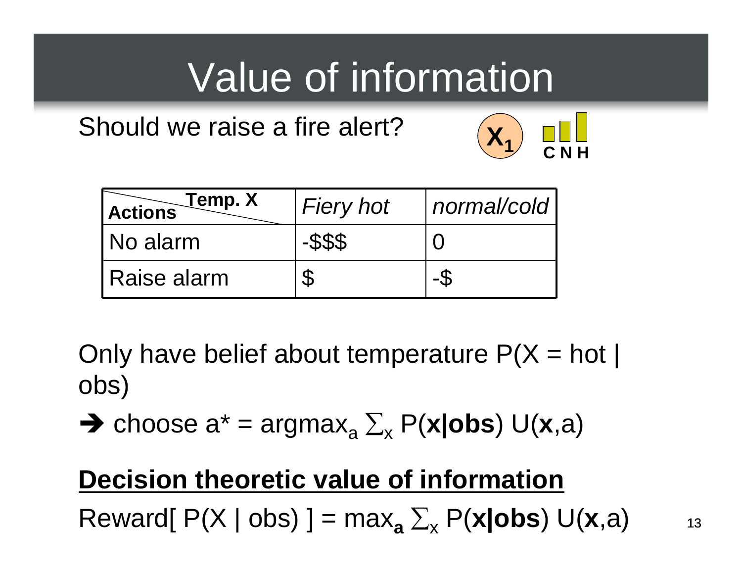# Value of information

Should we raise a fire alert?

$X_1$ C N H

| Actions \ Temp. X | *Fiery hot* | *normal/cold* |
|---|---|---|
| No alarm | -$$$ | 0 |
| Raise alarm | $ | -$ |

Only have belief about temperature P(X = hot | obs)

➔ choose $a^* = \text{argmax}_a \sum_x P(\mathbf{x}|\mathbf{obs})\, U(\mathbf{x},a)$

**Decision theoretic value of information**

$\text{Reward}[\, P(X \mid \text{obs})\, ] = \max_{\mathbf{a}} \sum_x P(\mathbf{x}|\mathbf{obs})\, U(\mathbf{x},a)$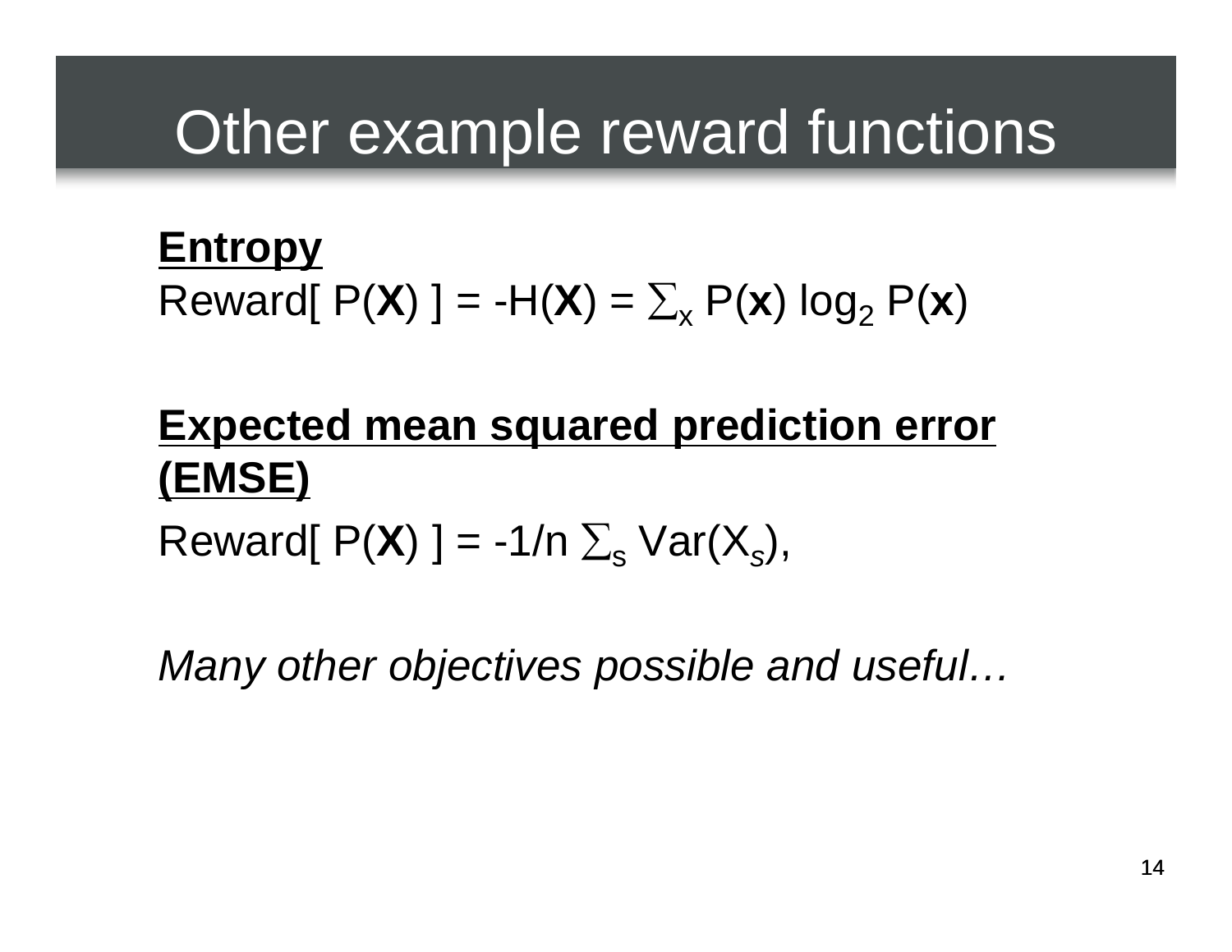# Other example reward functions

**Entropy**

Reward[ $P(\mathbf{X})$ ] = $-H(\mathbf{X}) = \sum_x P(\mathbf{x}) \log_2 P(\mathbf{x})$

**Expected mean squared prediction error (EMSE)**

Reward[ $P(\mathbf{X})$ ] = $-1/n \sum_s \text{Var}(X_s)$,

*Many other objectives possible and useful…*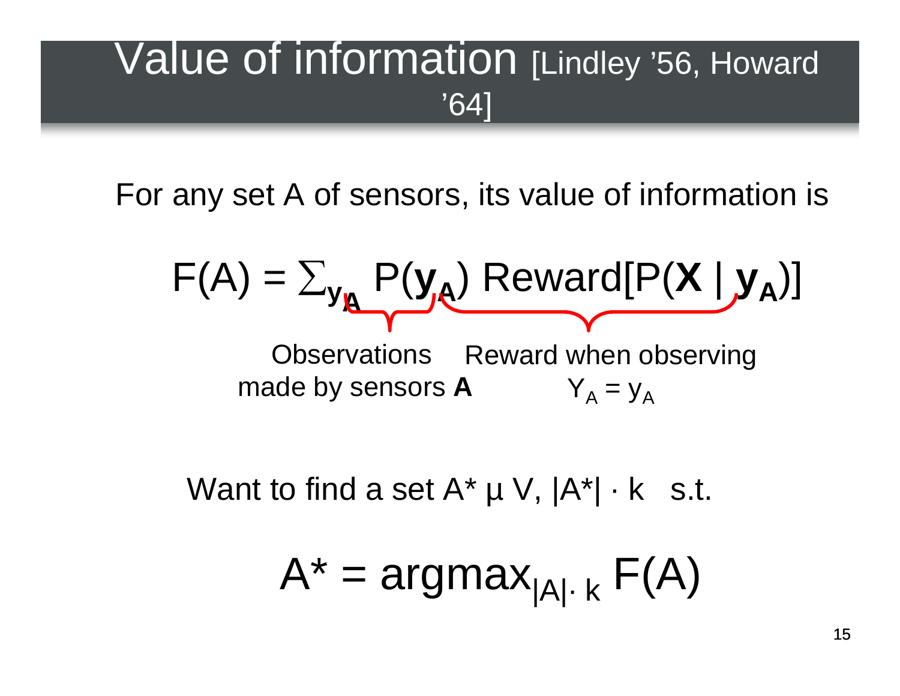# Value of information [Lindley '56, Howard '64]

For any set A of sensors, its value of information is

$$F(A) = \sum_{\mathbf{y_A}} P(\mathbf{y_A}) \text{ Reward}[P(\mathbf{X} \mid \mathbf{y_A})]$$

- $P(\mathbf{y_A})$: Observations made by sensors **A**
- $\text{Reward}[P(\mathbf{X} \mid \mathbf{y_A})]$: Reward when observing $Y_A = y_A$

Want to find a set $A^* \subseteq V$, $|A^*| \leq k$ s.t.

$$A^* = \operatorname{argmax}_{|A| \leq k} F(A)$$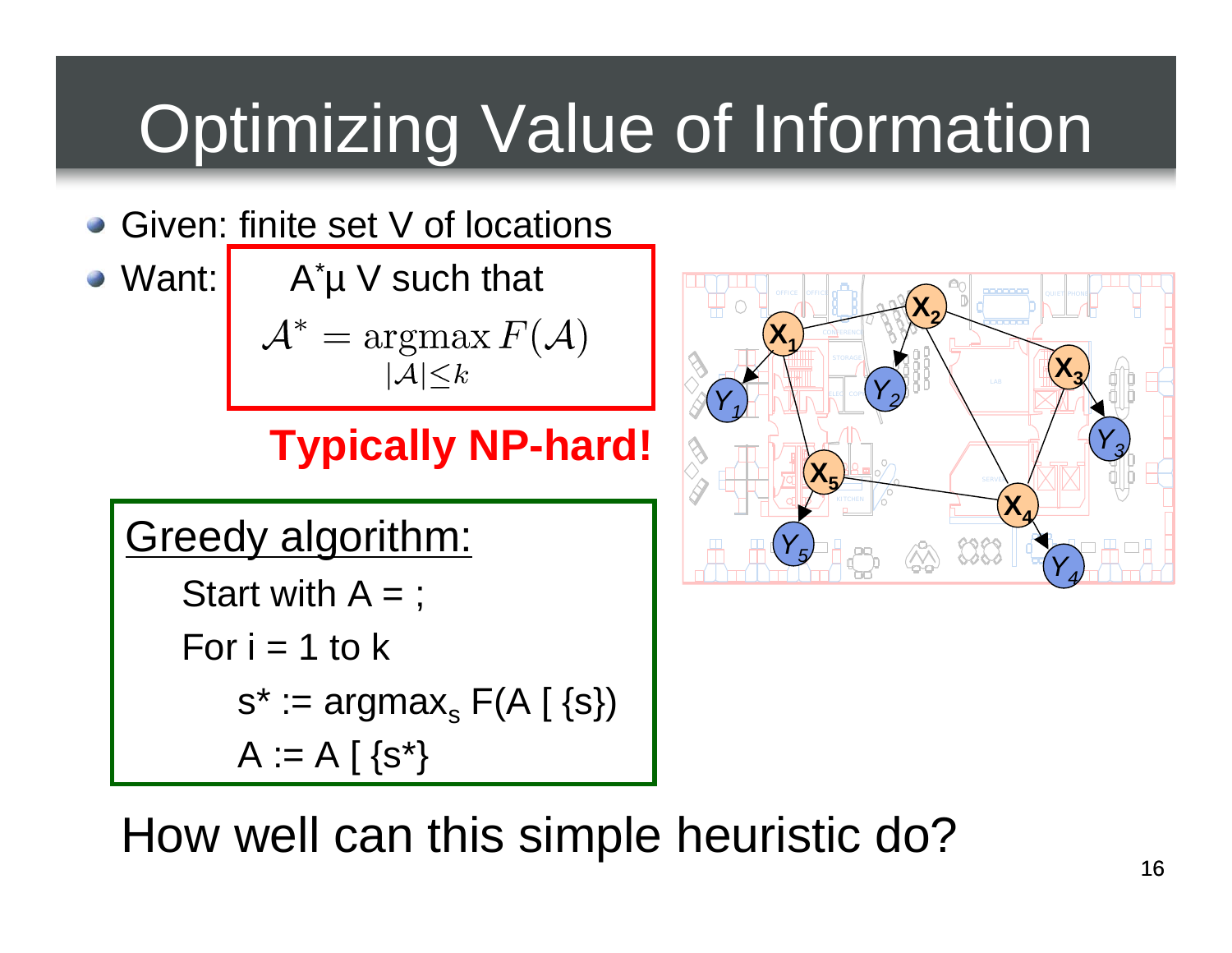# Optimizing Value of Information

- Given: finite set V of locations
- Want: $\mathcal{A}^* \subseteq V$ such that

$$\mathcal{A}^* = \underset{|\mathcal{A}| \leq k}{\operatorname{argmax}} \, F(\mathcal{A})$$

**Typically NP-hard!**

Greedy algorithm:

Start with $A = \emptyset$;

For i = 1 to k

$s^* := \operatorname{argmax}_s F(A \cup \{s\})$

$A := A \cup \{s^*\}$

How well can this simple heuristic do?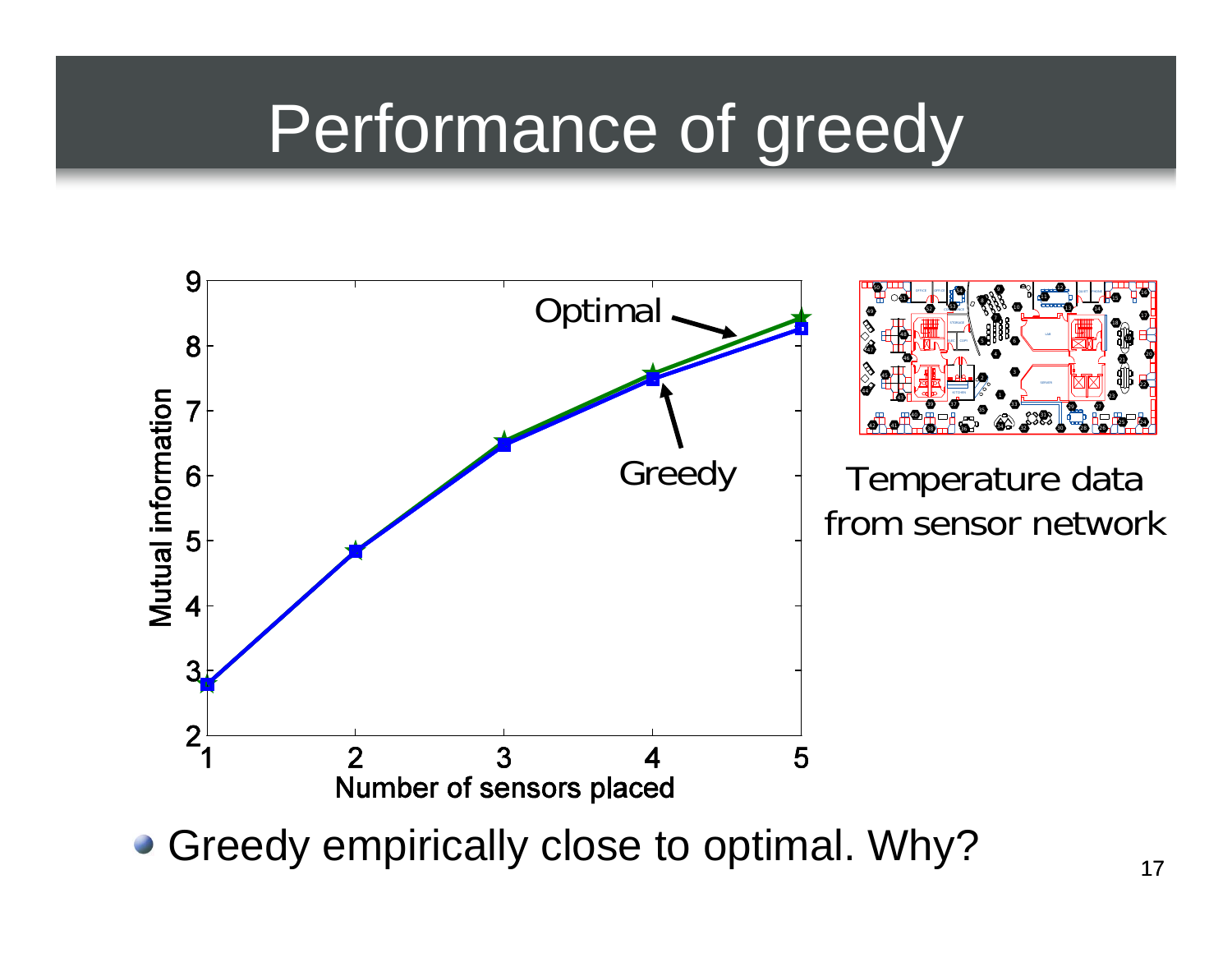# Performance of greedy

Optimal

Greedy

Mutual information

Number of sensors placed

Temperature data from sensor network

- Greedy empirically close to optimal. Why?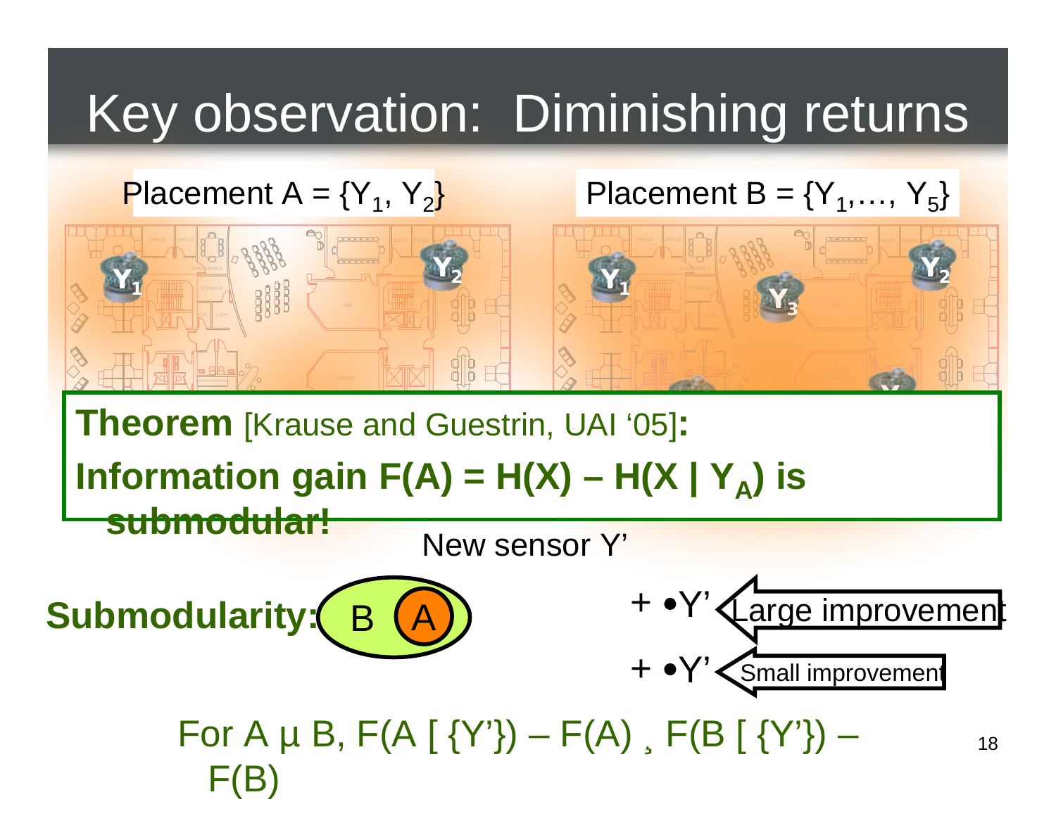# Key observation: Diminishing returns

Placement A = $\{Y_1, Y_2\}$

Placement B = $\{Y_1, \ldots, Y_5\}$

$Y_1$ $Y_2$

$Y_1$ $Y_3$ $Y_2$

**Theorem** [Krause and Guestrin, UAI '05]**:**
**Information gain $F(A) = H(X) - H(X \mid Y_A)$ is submodular!**

New sensor Y'

**Submodularity:** B A

+ •Y' Large improvement

+ •Y' Small improvement

For $A \subseteq B$, $F(A \cup \{Y'\}) - F(A) \geq F(B \cup \{Y'\}) - F(B)$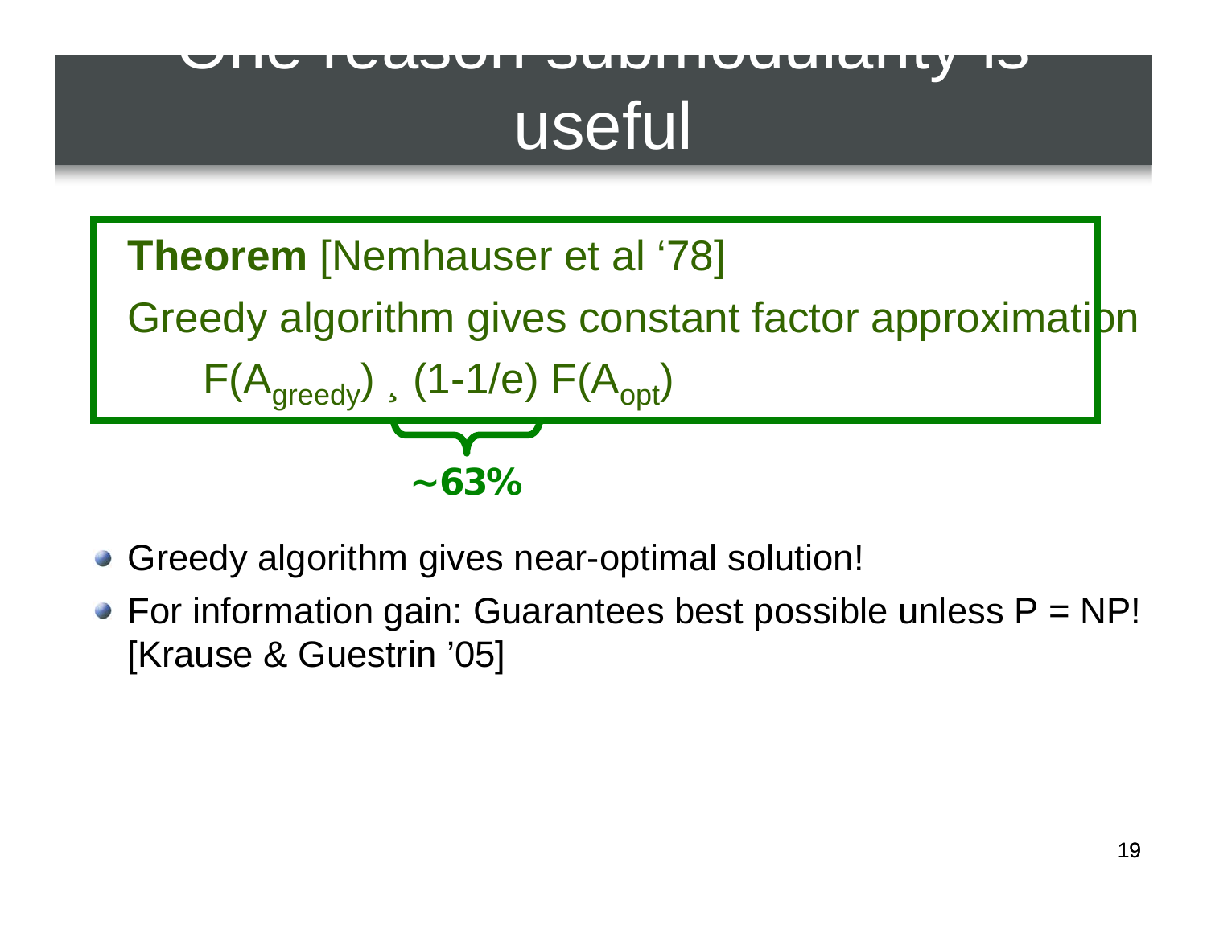# One reason submodularity is useful

**Theorem** [Nemhauser et al '78]

Greedy algorithm gives constant factor approximation

$$F(A_{greedy}) ¸ (1-1/e) F(A_{opt})$$

**~63%**

- Greedy algorithm gives near-optimal solution!
- For information gain: Guarantees best possible unless P = NP! [Krause & Guestrin '05]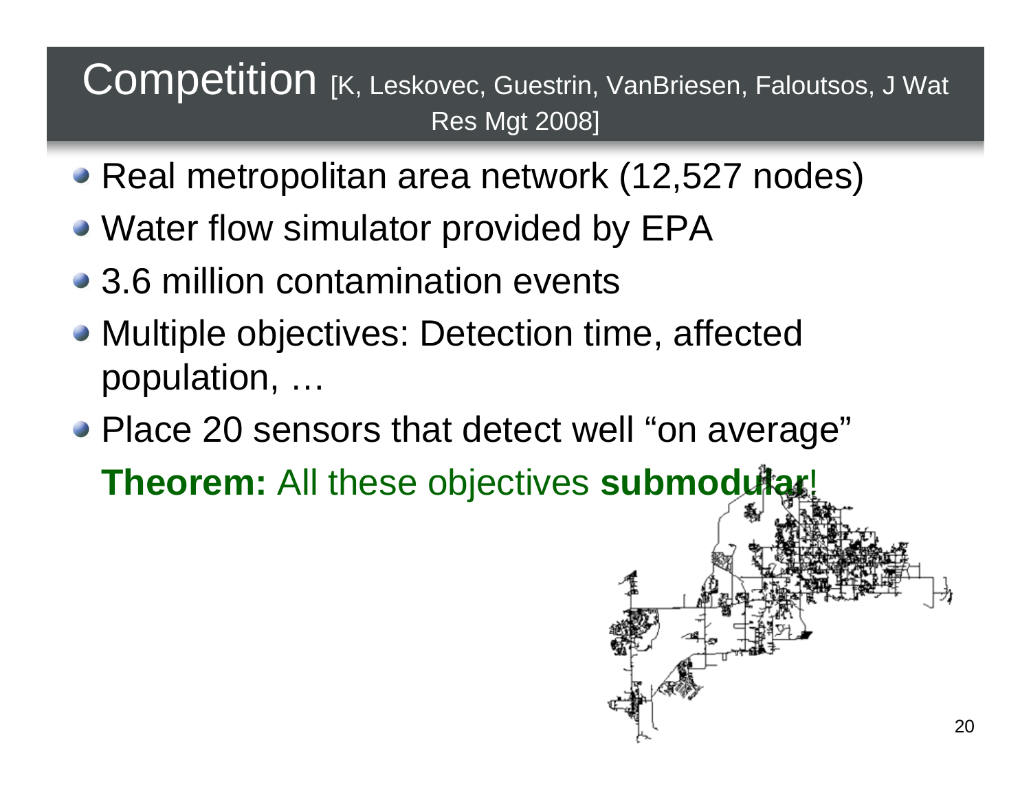# Competition [K, Leskovec, Guestrin, VanBriesen, Faloutsos, J Wat Res Mgt 2008]

- Real metropolitan area network (12,527 nodes)
- Water flow simulator provided by EPA
- 3.6 million contamination events
- Multiple objectives: Detection time, affected population, …
- Place 20 sensors that detect well "on average"

**Theorem:** All these objectives **submodular**!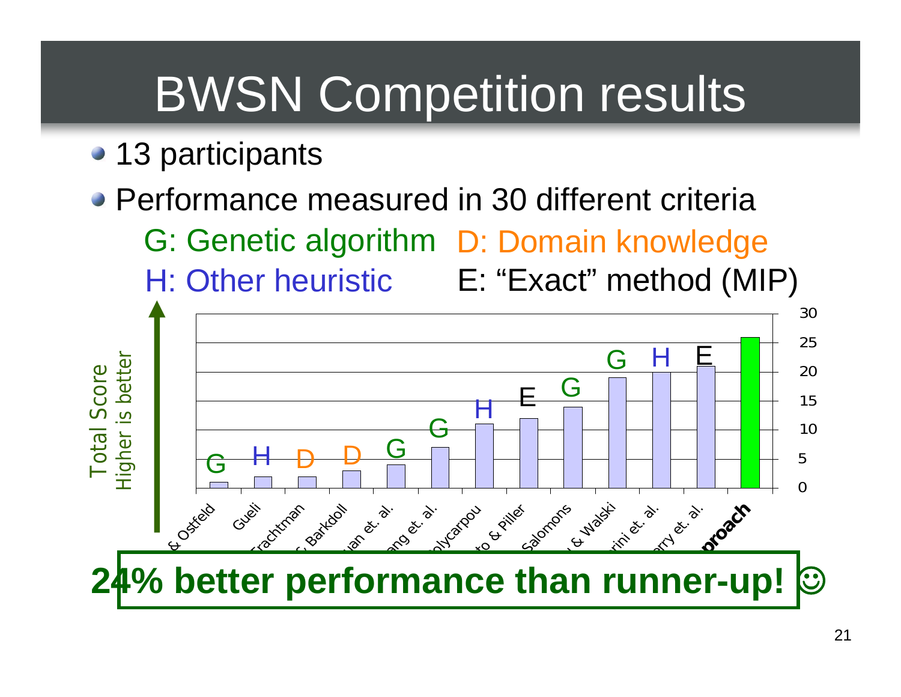# BWSN Competition results

- 13 participants
- Performance measured in 30 different criteria

G: Genetic algorithm D: Domain knowledge
H: Other heuristic E: “Exact” method (MIP)

Total Score
Higher is better

| Participant | Method | Total Score |
|---|---|---|
| & Ostfeld | G | 1 |
| Gueli | H | 2 |
| Trachtman | D | 2 |
| & Barkdoll | D | 3 |
| ...uan et. al. | G | 4 |
| ...ang et. al. | G | 7 |
| ...olycarpou | H | 11 |
| ...to & Piller | E | 12 |
| Salomons | G | 14 |
| ... & Walski | G | 19 |
| ...rini et. al. | H | 20 |
| ...rry et. al. | E | 21 |
| ...proach | | 26 |

**24% better performance than runner-up!** ☺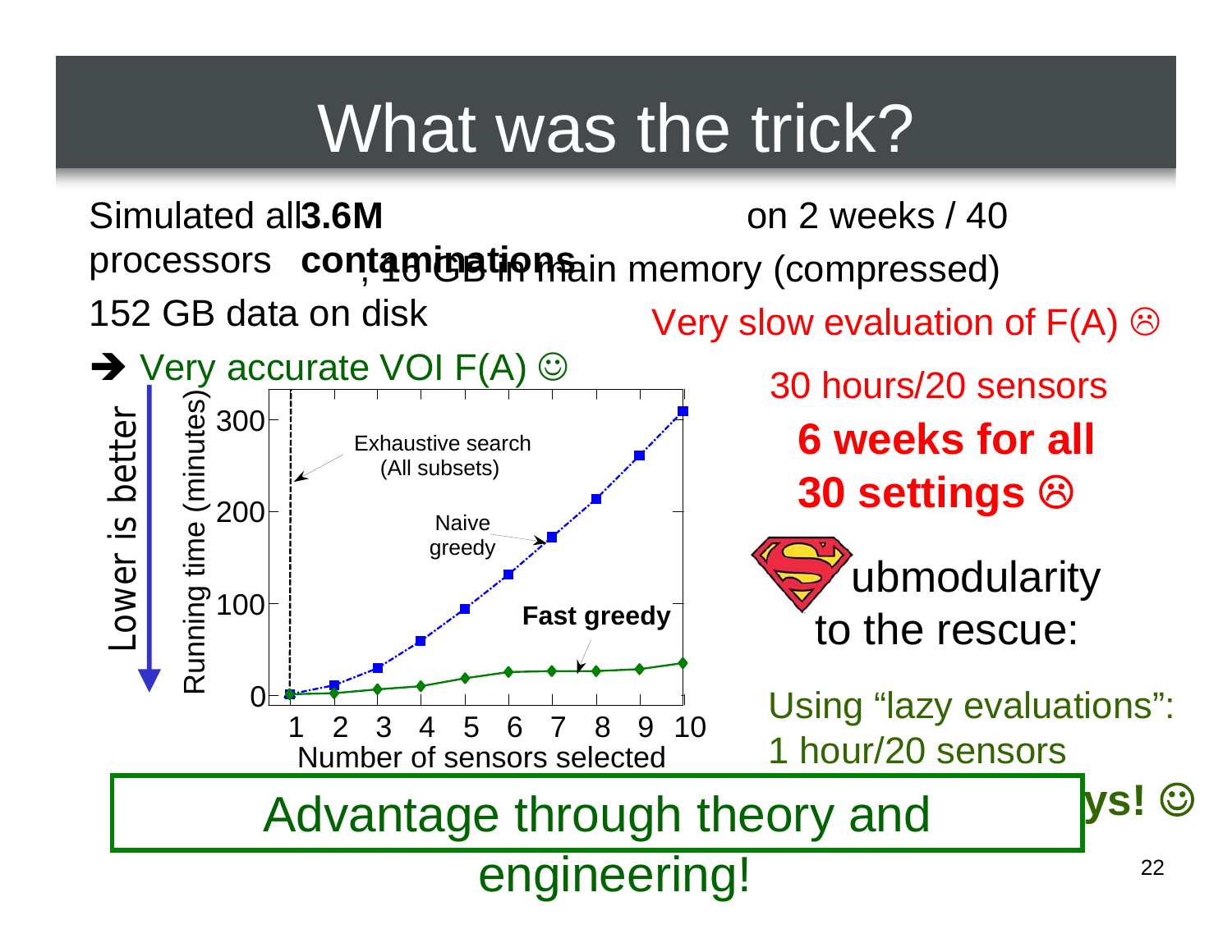# What was the trick?

Simulated all **3.6M contaminations** on 2 weeks / 40 processors, 16 GB in main memory (compressed)

152 GB data on disk

➔ Very accurate VOI F(A) ☺

Very slow evaluation of F(A) ☹

30 hours/20 sensors

**6 weeks for all 30 settings ☹**

Submodularity to the rescue:

Using "lazy evaluations": 1 hour/20 sensors

**Done after 2 days! ☺**

Lower is better

- Exhaustive search (All subsets)
- Naive greedy
- **Fast greedy**

Running time (minutes) vs. Number of sensors selected

Advantage through theory and engineering!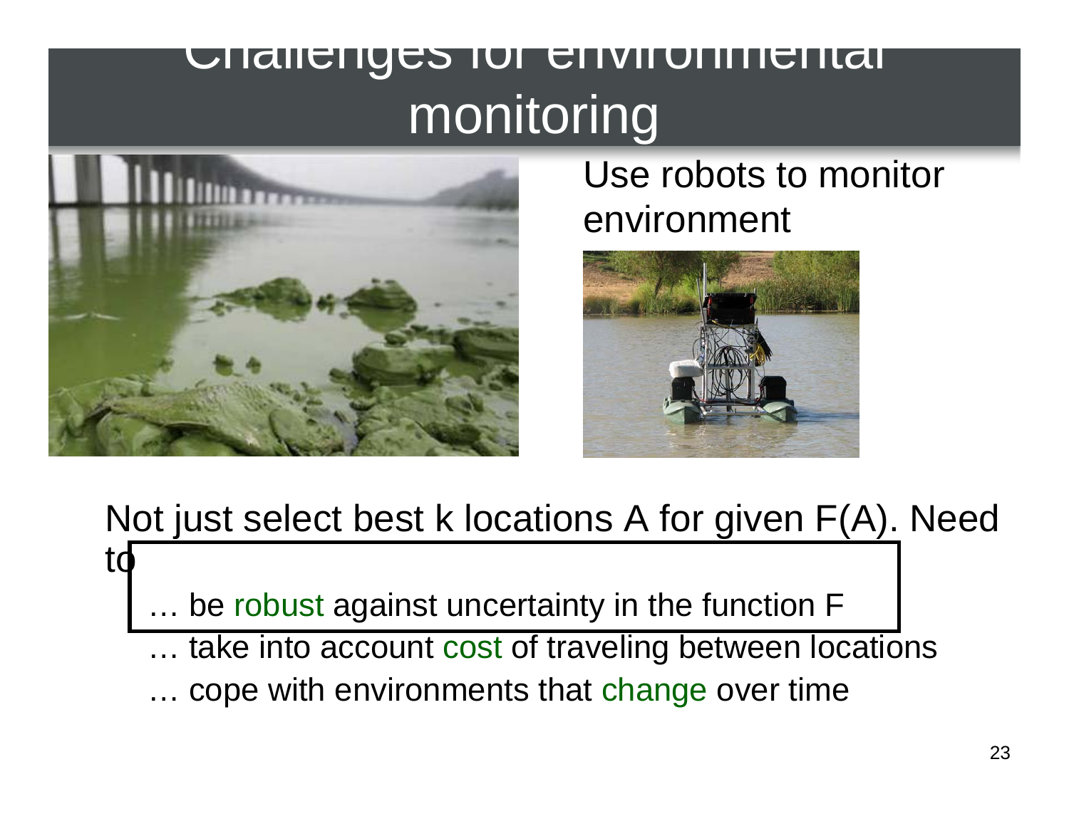# Challenges for environmental monitoring

Use robots to monitor environment

Not just select best k locations A for given F(A). Need to

- … be robust against uncertainty in the function F
- … take into account cost of traveling between locations
- … cope with environments that change over time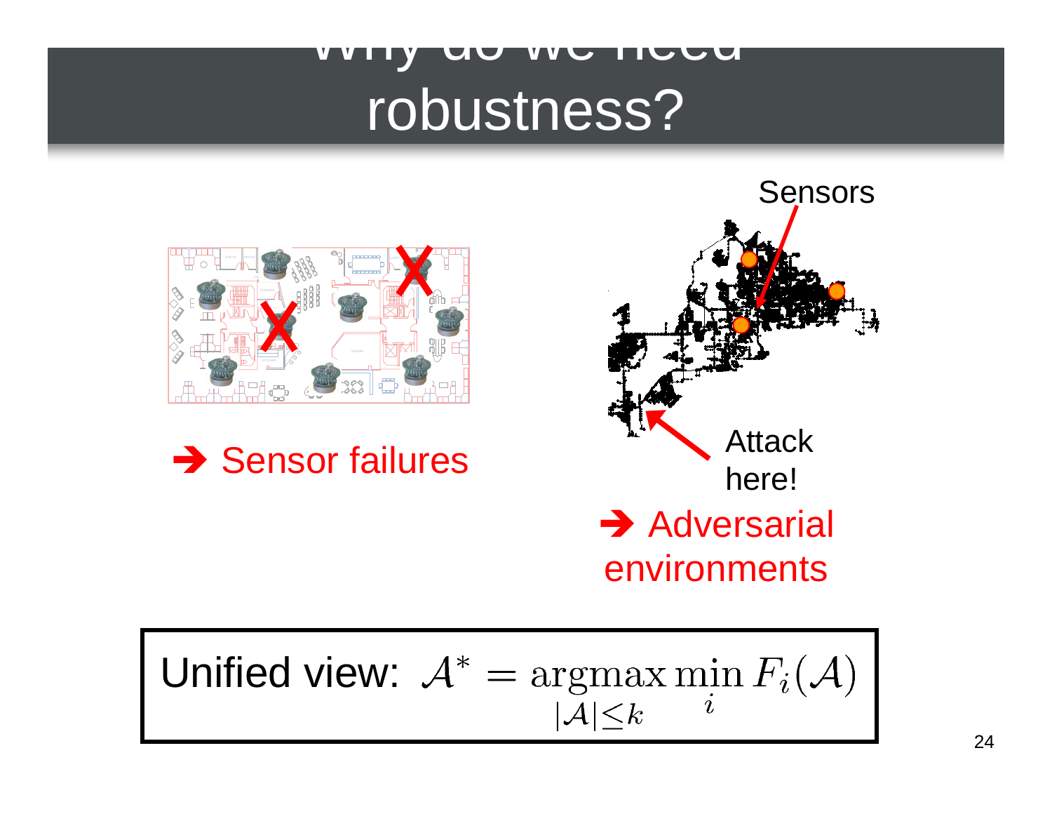# Why do we need robustness?

Sensors

→ Sensor failures

Attack here!

→ Adversarial environments

Unified view: $\mathcal{A}^* = \underset{|\mathcal{A}| \leq k}{\operatorname{argmax}} \min_i F_i(\mathcal{A})$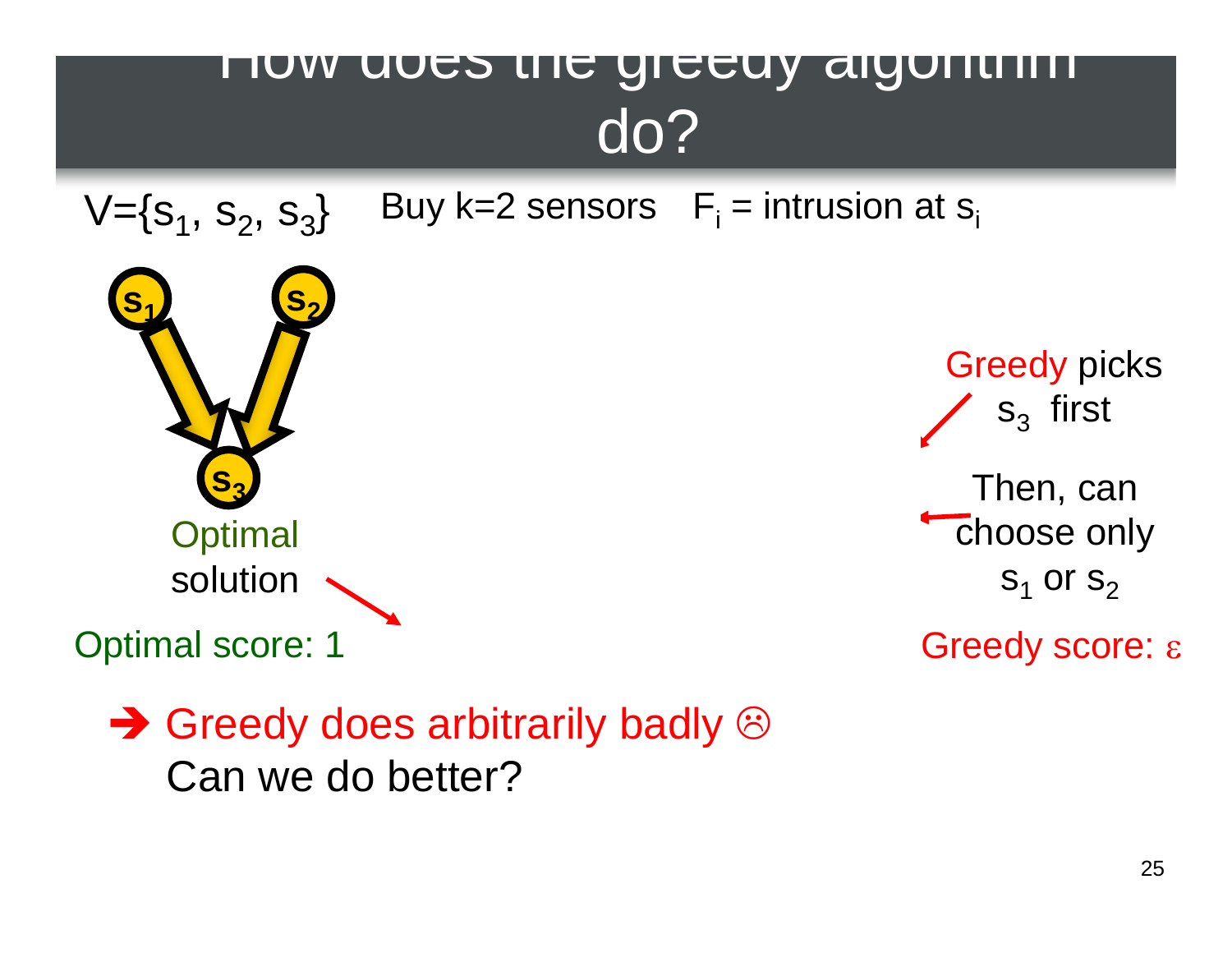# How does the greedy algorithm do?

$V=\{s_1, s_2, s_3\}$ Buy k=2 sensors $F_i$ = intrusion at $s_i$

$s_1$ $s_2$ $s_3$

Optimal solution

Optimal score: 1

Greedy picks $s_3$ first

Then, can choose only $s_1$ or $s_2$

Greedy score: $\varepsilon$

➔ Greedy does arbitrarily badly ☹
Can we do better?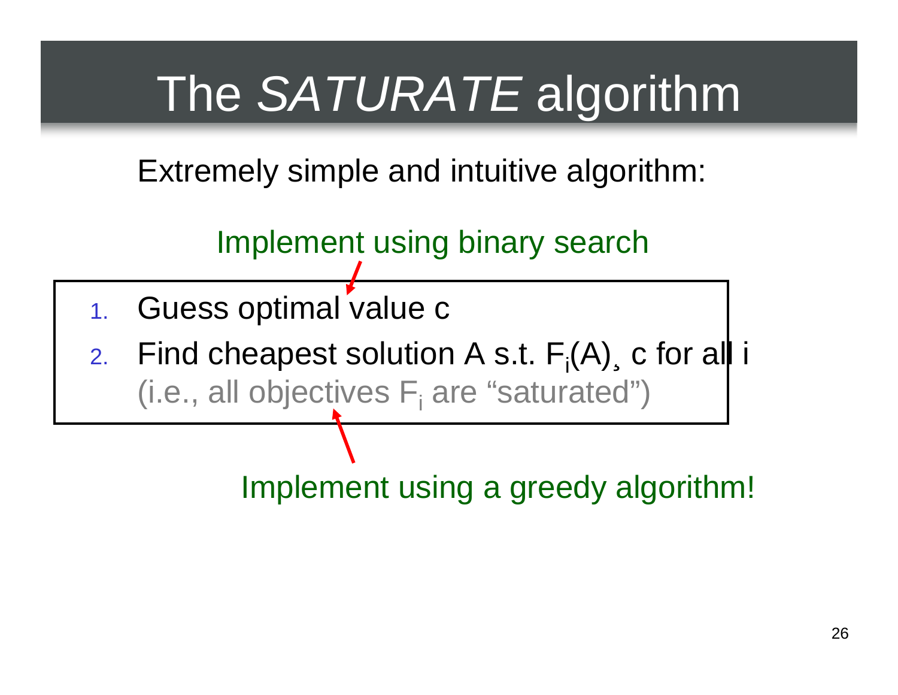# The *SATURATE* algorithm

Extremely simple and intuitive algorithm:

Implement using binary search

1. Guess optimal value c
2. Find cheapest solution A s.t. $F_i(A) \geq c$ for all i
   (i.e., all objectives $F_i$ are "saturated")

Implement using a greedy algorithm!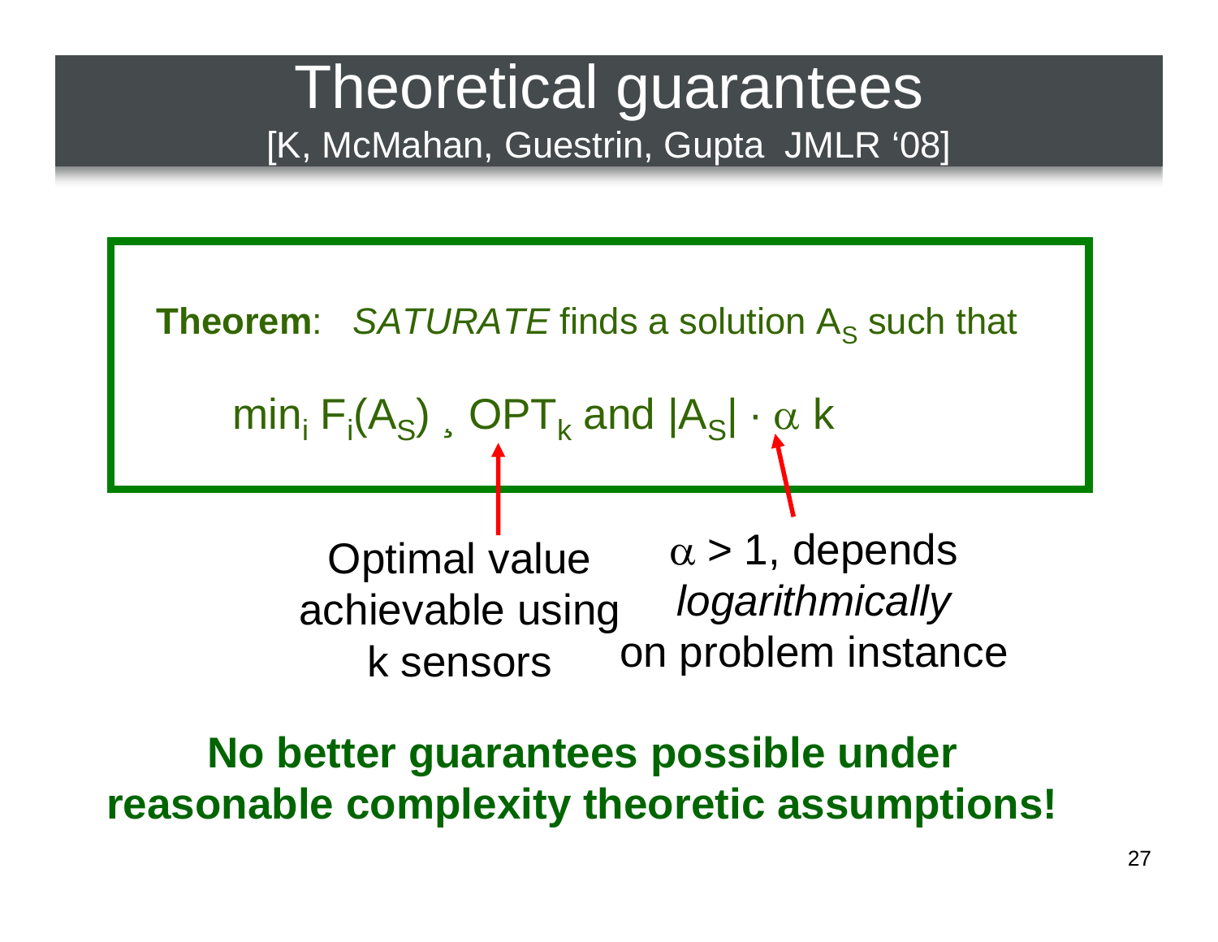# Theoretical guarantees

[K, McMahan, Guestrin, Gupta JMLR '08]

**Theorem**: *SATURATE* finds a solution $A_S$ such that

$$\min_i F_i(A_S) \geq OPT_k \text{ and } |A_S| \leq \alpha k$$

Optimal value achievable using k sensors

$\alpha > 1$, depends *logarithmically* on problem instance

**No better guarantees possible under reasonable complexity theoretic assumptions!**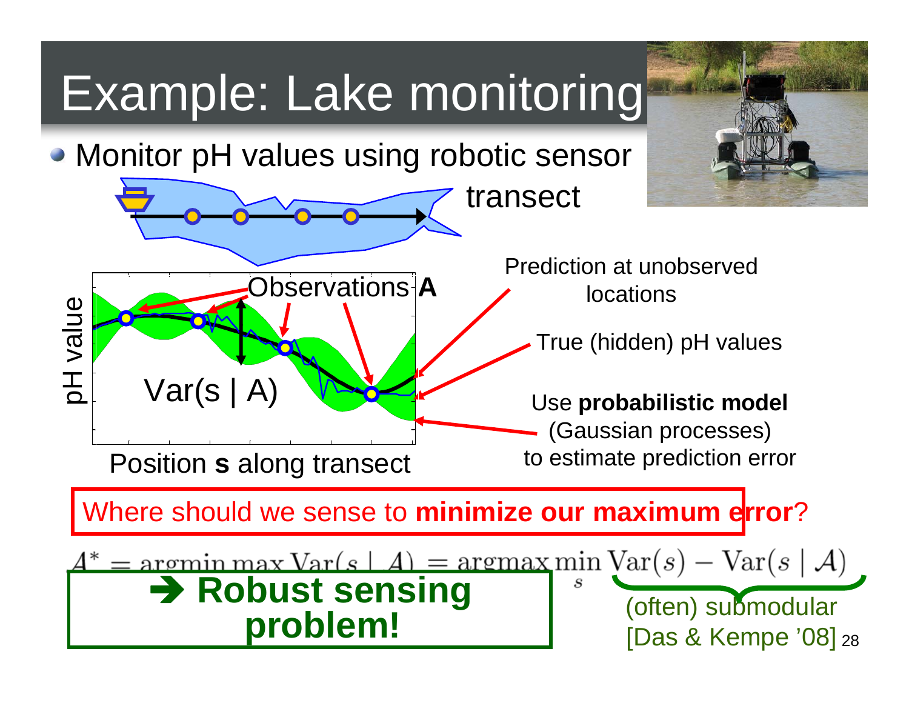# Example: Lake monitoring

- Monitor pH values using robotic sensor

transect

Observations **A**

pH value

Var(s | A)

Position **s** along transect

Prediction at unobserved locations

True (hidden) pH values

Use **probabilistic model** (Gaussian processes) to estimate prediction error

Where should we sense to **minimize our maximum error**?

$$A^* = \operatorname{argmin} \max \operatorname{Var}(s \mid A) = \operatorname{argmax} \min_s \operatorname{Var}(s) - \operatorname{Var}(s \mid \mathcal{A})$$

➔ **Robust sensing problem!**

(often) submodular [Das & Kempe '08]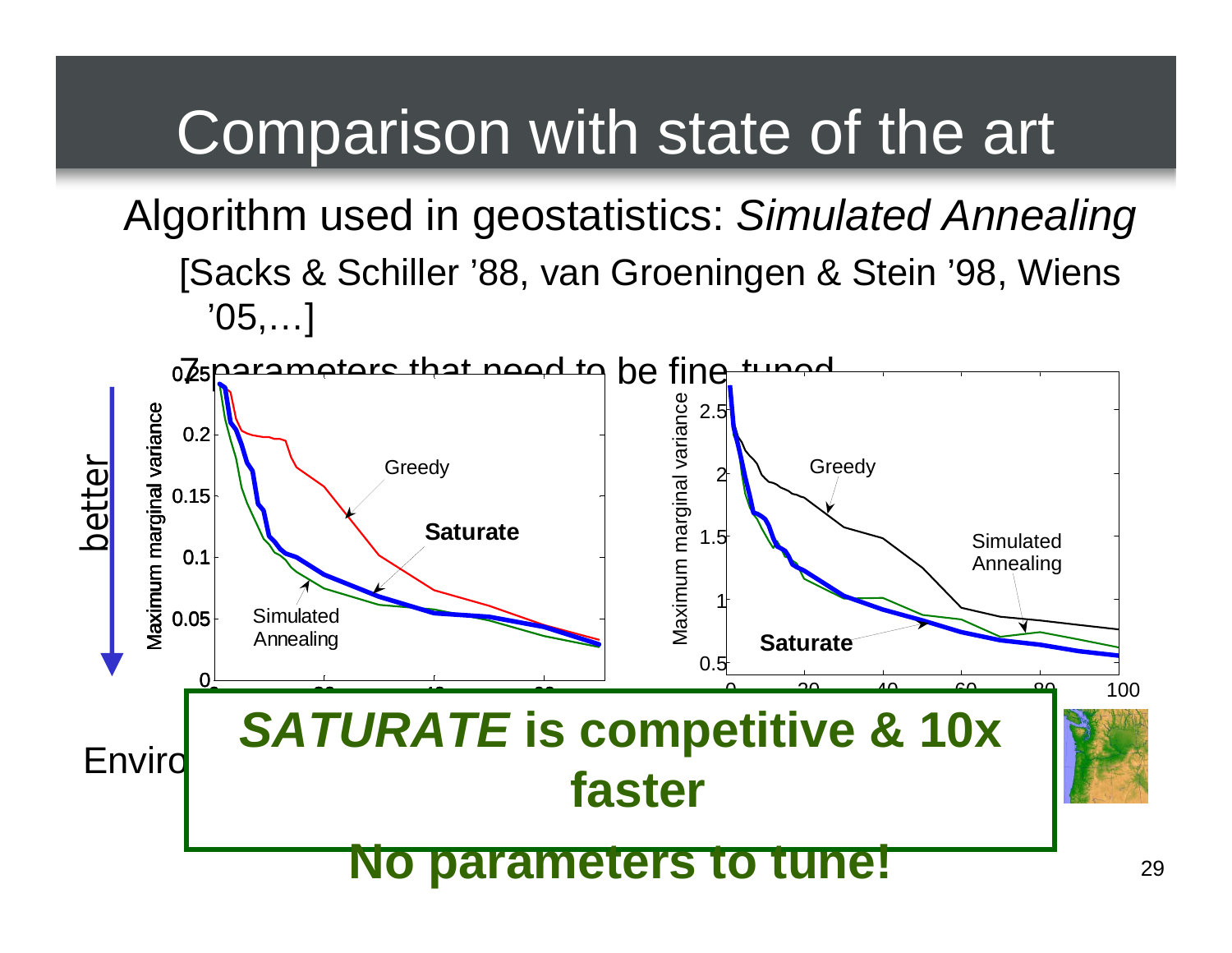# Comparison with state of the art

Algorithm used in geostatistics: *Simulated Annealing*

[Sacks & Schiller '88, van Groeningen & Stein '98, Wiens '05,…]

7 parameters that need to be fine-tuned

better

Maximum marginal variance

Greedy

**Saturate**

Simulated Annealing

Maximum marginal variance

Greedy

Simulated Annealing

**Saturate**

Enviro

***SATURATE*** **is competitive & 10x faster**

**No parameters to tune!**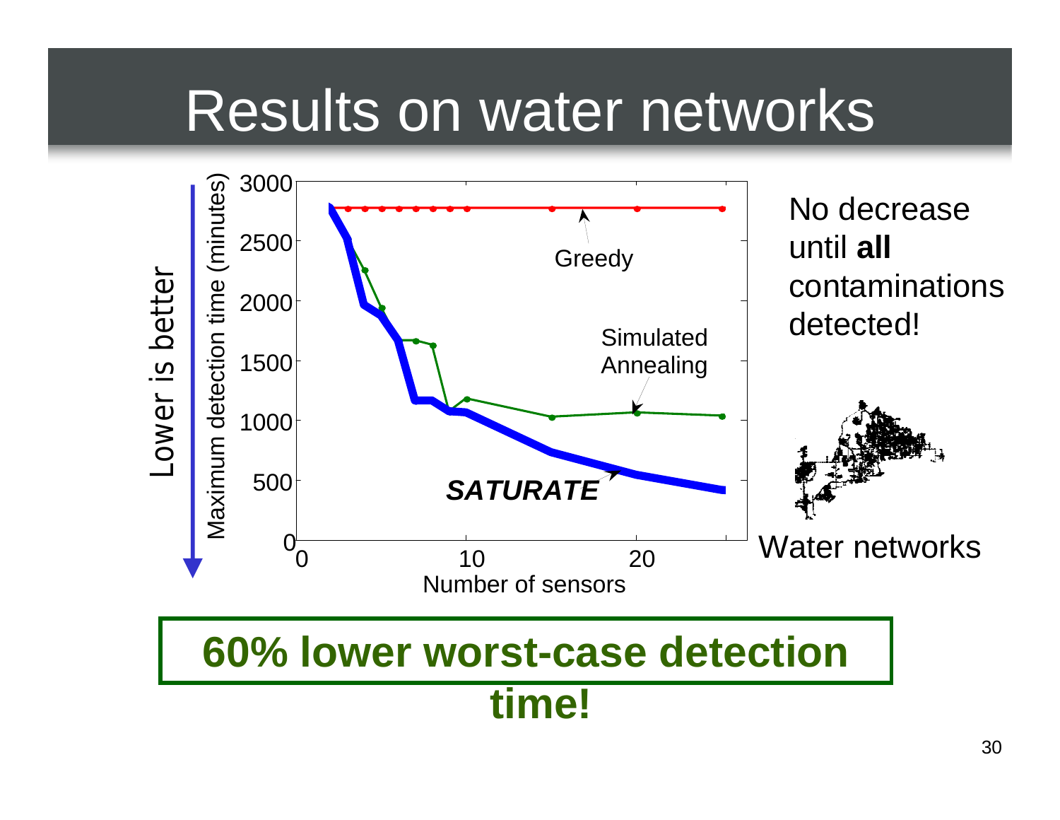# Results on water networks

Lower is better

Maximum detection time (minutes)

Number of sensors

Greedy

Simulated Annealing

***SATURATE***

No decrease until **all** contaminations detected!

Water networks

**60% lower worst-case detection time!**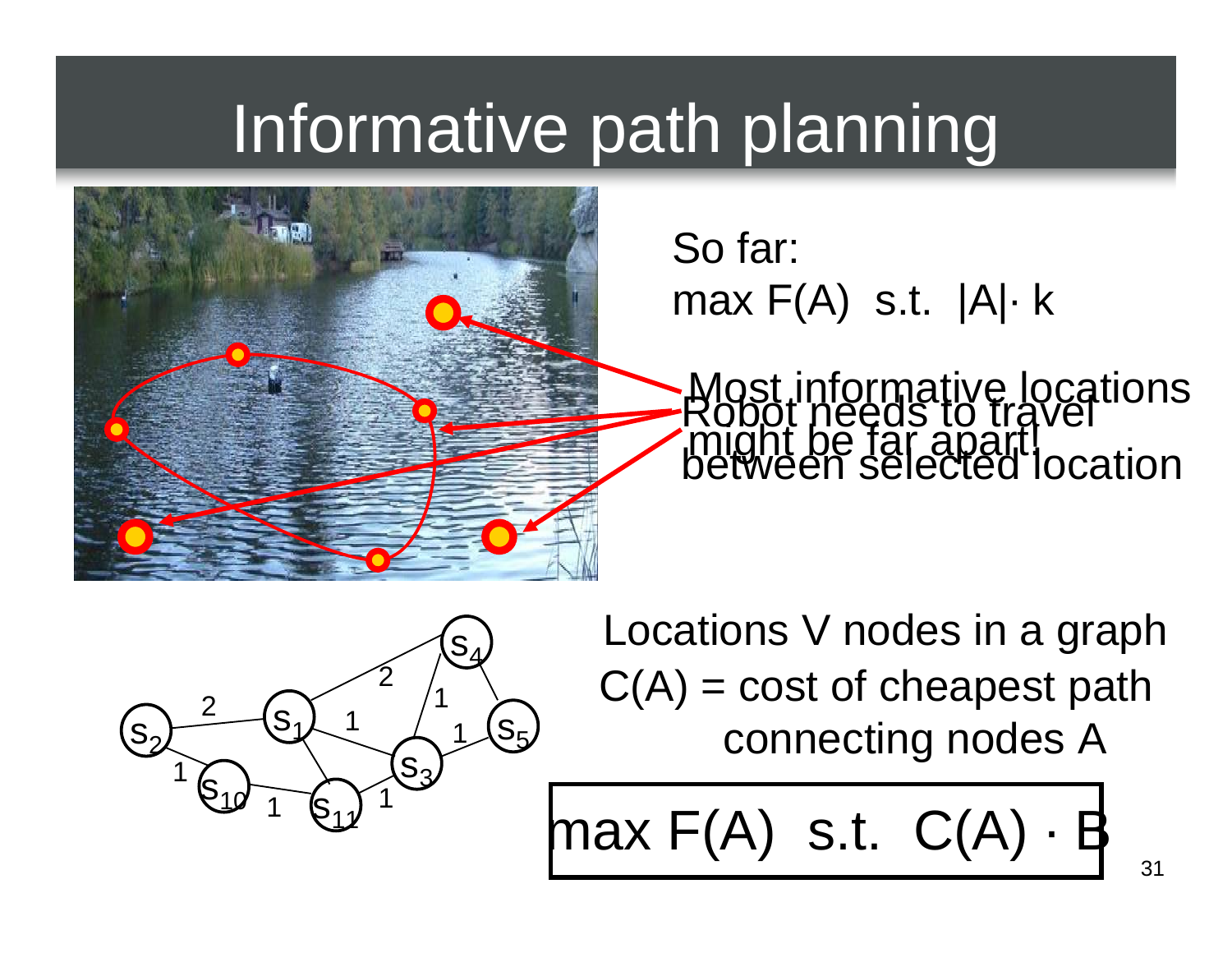# Informative path planning

So far:

$\max F(A)$ s.t. $|A| \leq k$

Most informative locations might be far apart!

Robot needs to travel between selected location

Locations V nodes in a graph

$C(A)$ = cost of cheapest path connecting nodes A

$$\max F(A) \text{ s.t. } C(A) \leq B$$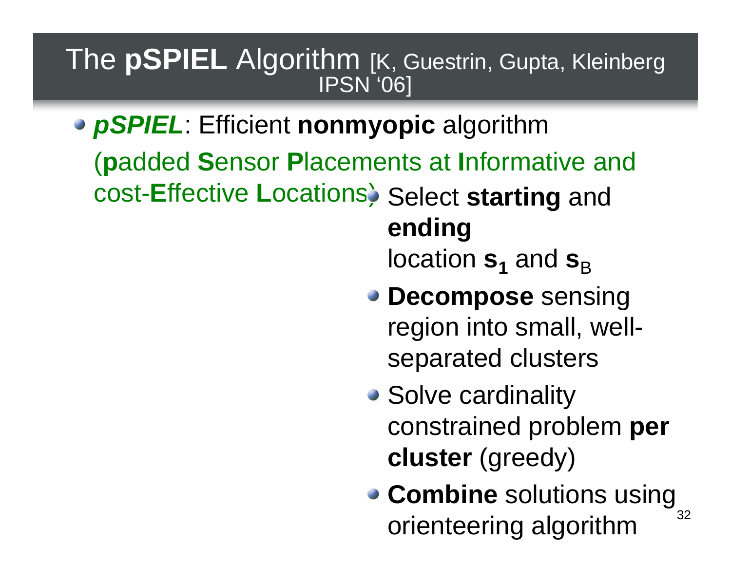# The **pSPIEL** Algorithm [K, Guestrin, Gupta, Kleinberg IPSN '06]

- ***pSPIEL***: Efficient **nonmyopic** algorithm
  (**p**added **S**ensor **P**lacements at **I**nformative and cost-**E**ffective **L**ocations)

- Select **starting** and **ending** location $\mathbf{s_1}$ and $\mathbf{s}_B$
- **Decompose** sensing region into small, well-separated clusters
- Solve cardinality constrained problem **per cluster** (greedy)
- **Combine** solutions using orienteering algorithm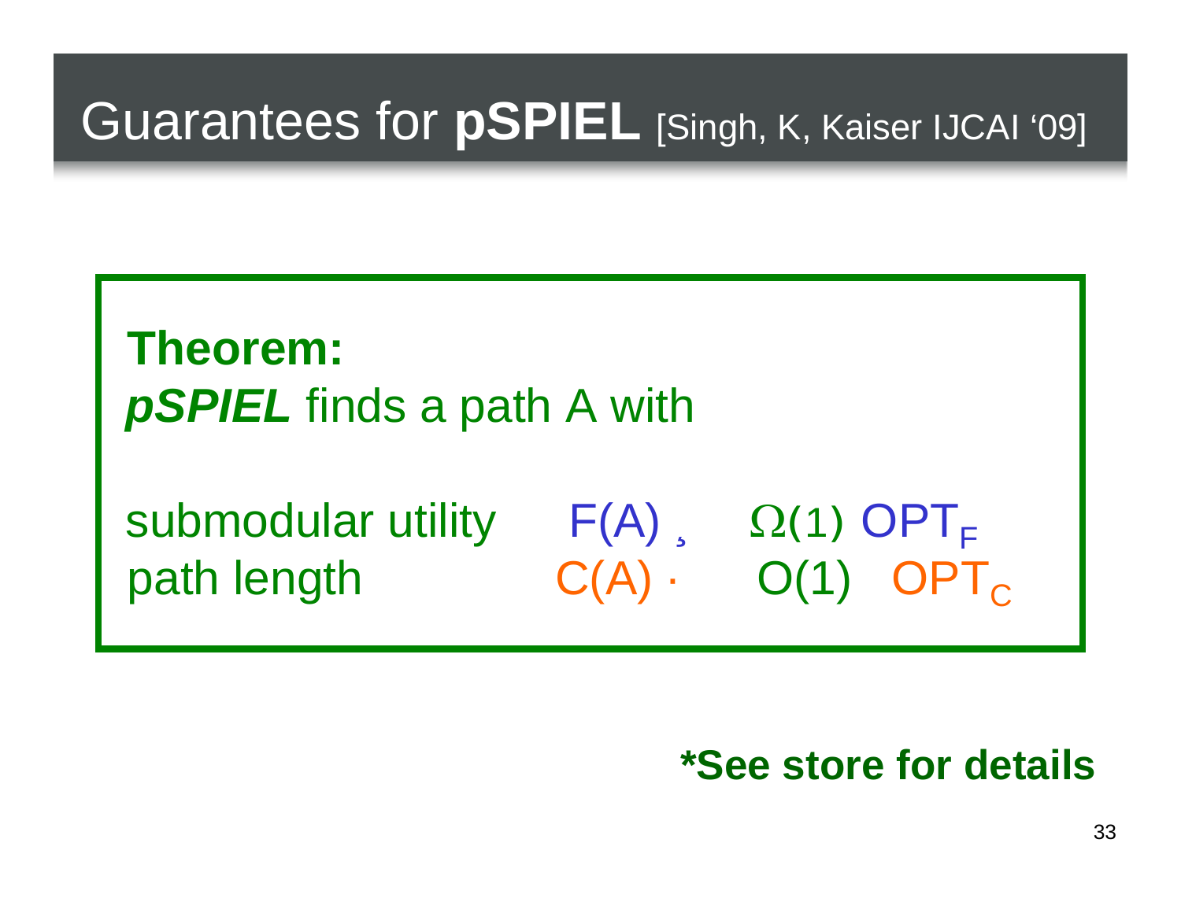# Guarantees for **pSPIEL** [Singh, K, Kaiser IJCAI '09]

**Theorem:**
***pSPIEL*** finds a path A with

submodular utility $F(A) \geq \Omega(1)\ OPT_F$
path length $C(A) \leq O(1)\ OPT_C$

**\*See store for details**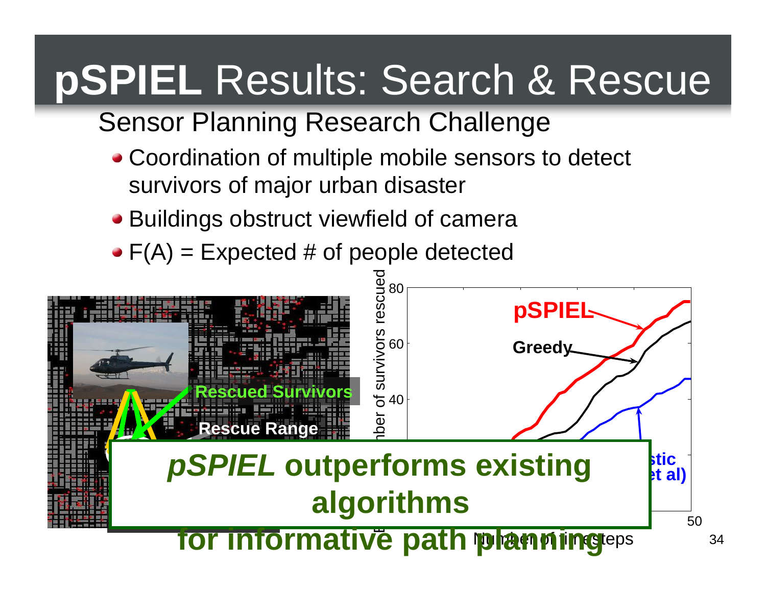# **pSPIEL** Results: Search & Rescue

Sensor Planning Research Challenge

- Coordination of multiple mobile sensors to detect survivors of major urban disaster
- Buildings obstruct viewfield of camera
- F(A) = Expected # of people detected

**Rescued Survivors**

**Rescue Range**

**pSPIEL**

**Greedy**

**stic et al)**

Number of survivors rescued

Number of timesteps

***pSPIEL* outperforms existing algorithms for informative path planning**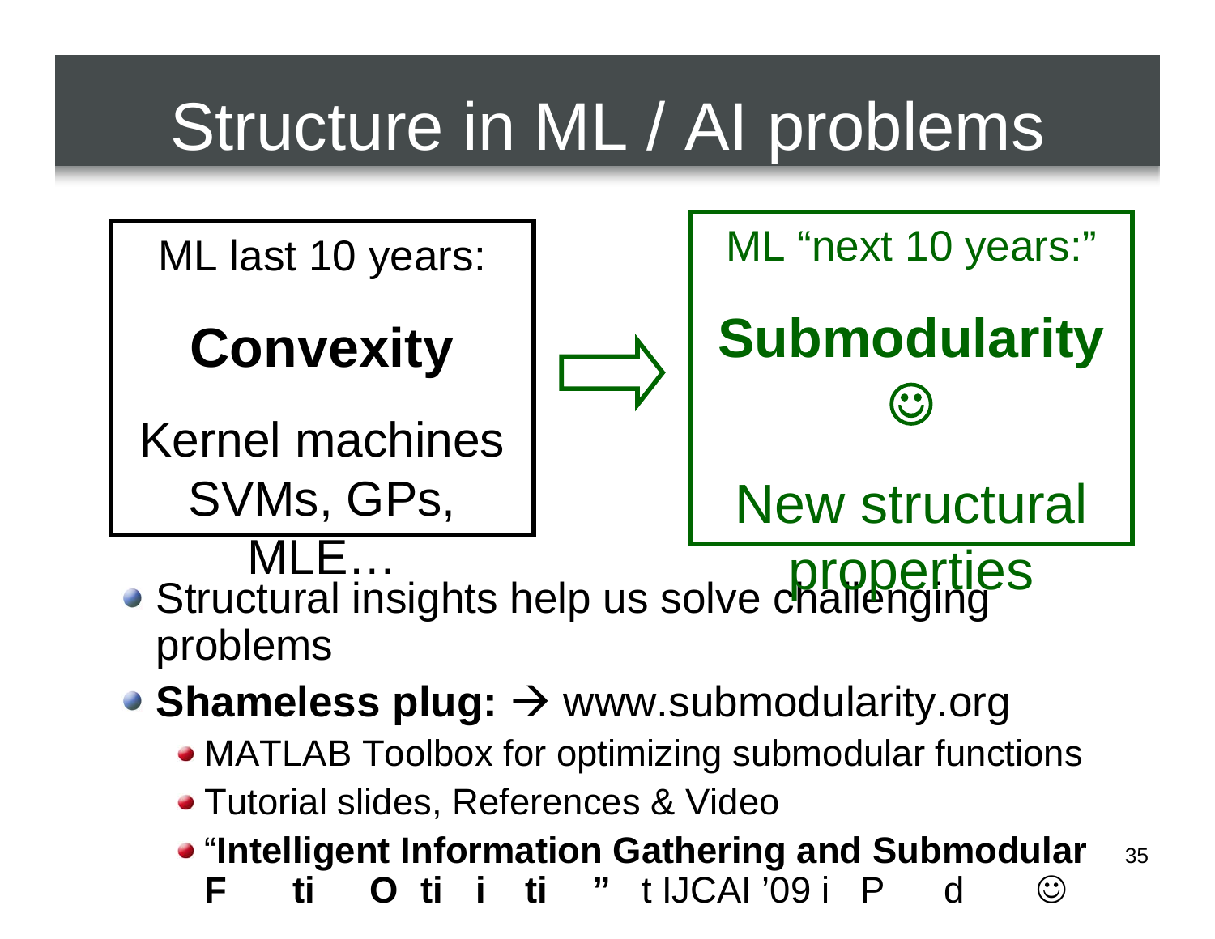# Structure in ML / AI problems

ML last 10 years:

**Convexity**

Kernel machines
SVMs, GPs, MLE…

⇒

ML "next 10 years:"

**Submodularity** ☺

New structural properties

- Structural insights help us solve challenging problems
- **Shameless plug:** → www.submodularity.org
  - MATLAB Toolbox for optimizing submodular functions
  - Tutorial slides, References & Video
  - "**Intelligent Information Gathering and Submodular F ti O ti i ti "** t IJCAI '09 i P d ☺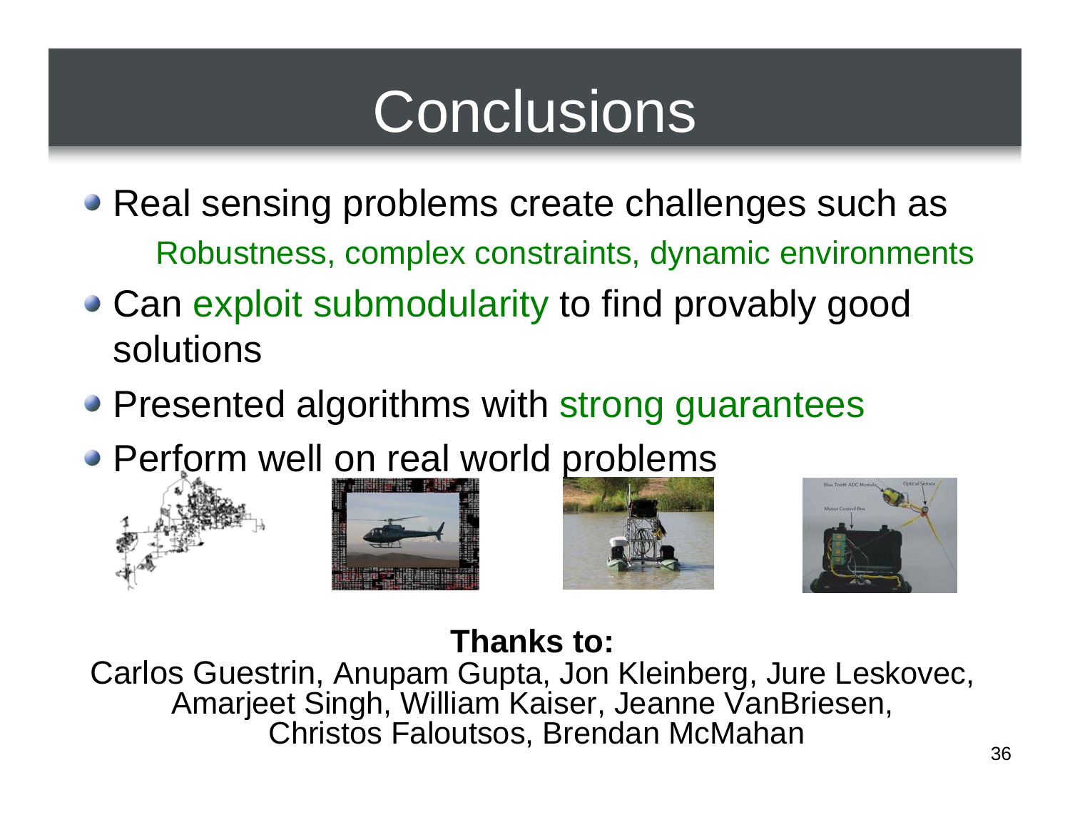# Conclusions

- Real sensing problems create challenges such as
  - Robustness, complex constraints, dynamic environments
- Can exploit submodularity to find provably good solutions
- Presented algorithms with strong guarantees
- Perform well on real world problems

**Thanks to:**

Carlos Guestrin, Anupam Gupta, Jon Kleinberg, Jure Leskovec, Amarjeet Singh, William Kaiser, Jeanne VanBriesen, Christos Faloutsos, Brendan McMahan